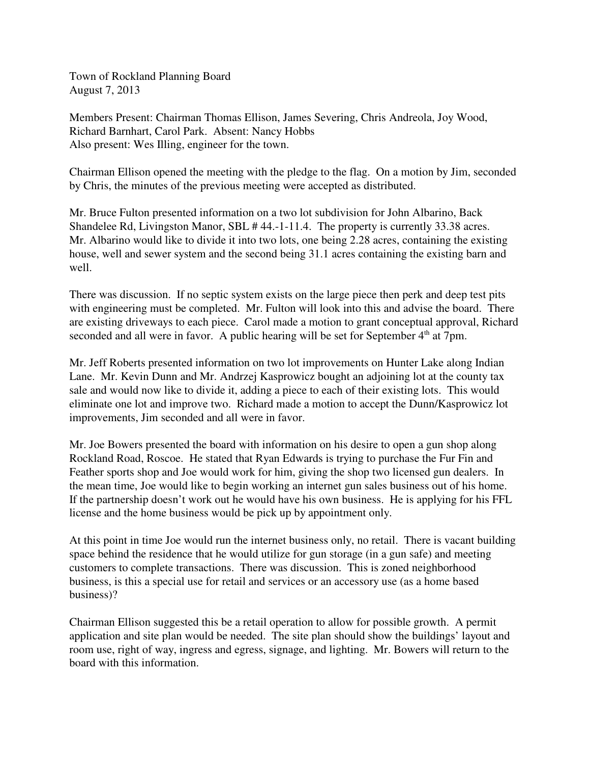Town of Rockland Planning Board
August 7, 2013

Members Present: Chairman Thomas Ellison, James Severing, Chris Andreola, Joy Wood, Richard Barnhart, Carol Park. Absent: Nancy Hobbs
Also present: Wes Illing, engineer for the town.

Chairman Ellison opened the meeting with the pledge to the flag. On a motion by Jim, seconded by Chris, the minutes of the previous meeting were accepted as distributed.

Mr. Bruce Fulton presented information on a two lot subdivision for John Albarino, Back Shandelee Rd, Livingston Manor, SBL # 44.-1-11.4. The property is currently 33.38 acres. Mr. Albarino would like to divide it into two lots, one being 2.28 acres, containing the existing house, well and sewer system and the second being 31.1 acres containing the existing barn and well.

There was discussion. If no septic system exists on the large piece then perk and deep test pits with engineering must be completed. Mr. Fulton will look into this and advise the board. There are existing driveways to each piece. Carol made a motion to grant conceptual approval, Richard seconded and all were in favor. A public hearing will be set for September 4th at 7pm.

Mr. Jeff Roberts presented information on two lot improvements on Hunter Lake along Indian Lane. Mr. Kevin Dunn and Mr. Andrzej Kasprowicz bought an adjoining lot at the county tax sale and would now like to divide it, adding a piece to each of their existing lots. This would eliminate one lot and improve two. Richard made a motion to accept the Dunn/Kasprowicz lot improvements, Jim seconded and all were in favor.

Mr. Joe Bowers presented the board with information on his desire to open a gun shop along Rockland Road, Roscoe. He stated that Ryan Edwards is trying to purchase the Fur Fin and Feather sports shop and Joe would work for him, giving the shop two licensed gun dealers. In the mean time, Joe would like to begin working an internet gun sales business out of his home. If the partnership doesn't work out he would have his own business. He is applying for his FFL license and the home business would be pick up by appointment only.

At this point in time Joe would run the internet business only, no retail. There is vacant building space behind the residence that he would utilize for gun storage (in a gun safe) and meeting customers to complete transactions. There was discussion. This is zoned neighborhood business, is this a special use for retail and services or an accessory use (as a home based business)?

Chairman Ellison suggested this be a retail operation to allow for possible growth. A permit application and site plan would be needed. The site plan should show the buildings' layout and room use, right of way, ingress and egress, signage, and lighting. Mr. Bowers will return to the board with this information.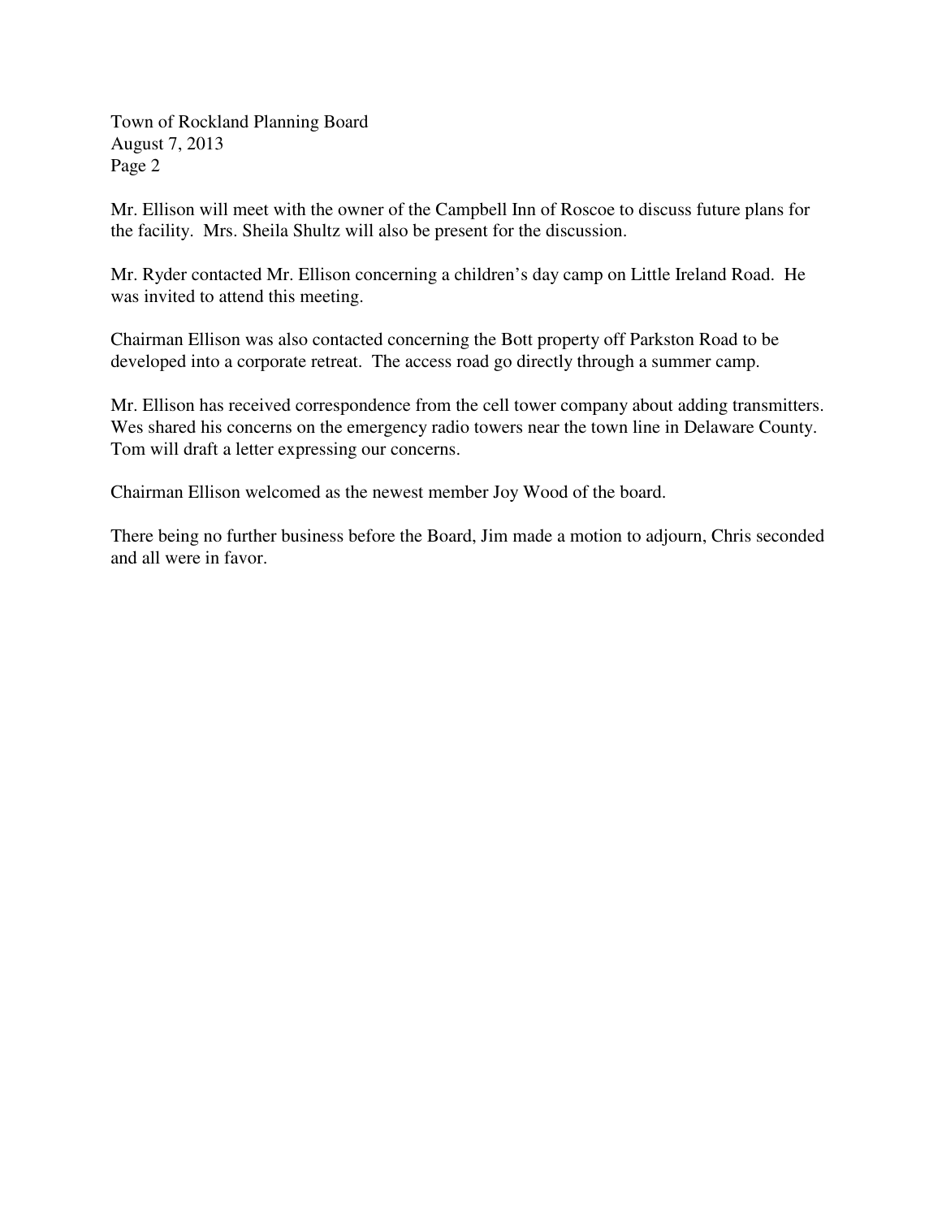Mr. Ellison will meet with the owner of the Campbell Inn of Roscoe to discuss future plans for the facility. Mrs. Sheila Shultz will also be present for the discussion.

Mr. Ryder contacted Mr. Ellison concerning a children's day camp on Little Ireland Road. He was invited to attend this meeting.

Chairman Ellison was also contacted concerning the Bott property off Parkston Road to be developed into a corporate retreat. The access road go directly through a summer camp.

Mr. Ellison has received correspondence from the cell tower company about adding transmitters. Wes shared his concerns on the emergency radio towers near the town line in Delaware County. Tom will draft a letter expressing our concerns.

Chairman Ellison welcomed as the newest member Joy Wood of the board.

There being no further business before the Board, Jim made a motion to adjourn, Chris seconded and all were in favor.